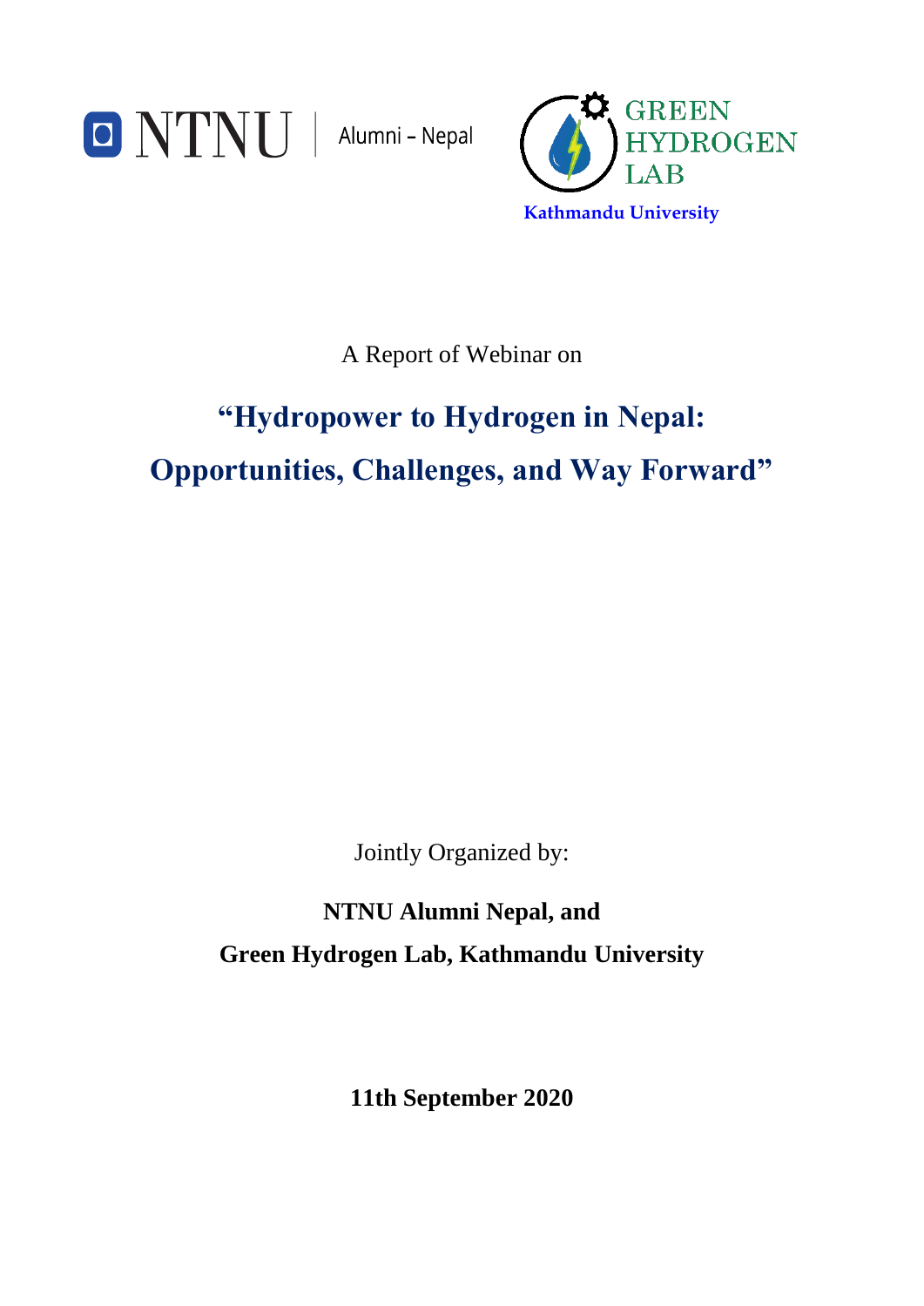NTNU | Alumni – Nepal

GREEN HYDROGEN LAB

Kathmandu University

A Report of Webinar on

# "Hydropower to Hydrogen in Nepal: Opportunities, Challenges, and Way Forward"

Jointly Organized by:

**NTNU Alumni Nepal, and**

**Green Hydrogen Lab, Kathmandu University**

**11th September 2020**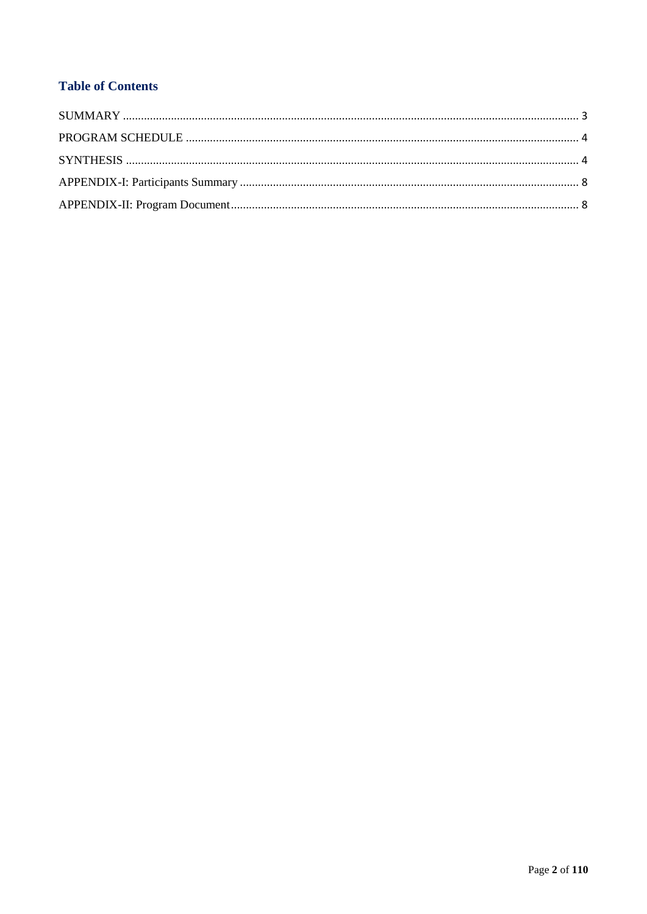## Table of Contents

SUMMARY ........................................................................................................................................... 3

PROGRAM SCHEDULE .................................................................................................................... 4

SYNTHESIS ........................................................................................................................................ 4

APPENDIX-I: Participants Summary ................................................................................................. 8

APPENDIX-II: Program Document.................................................................................................... 8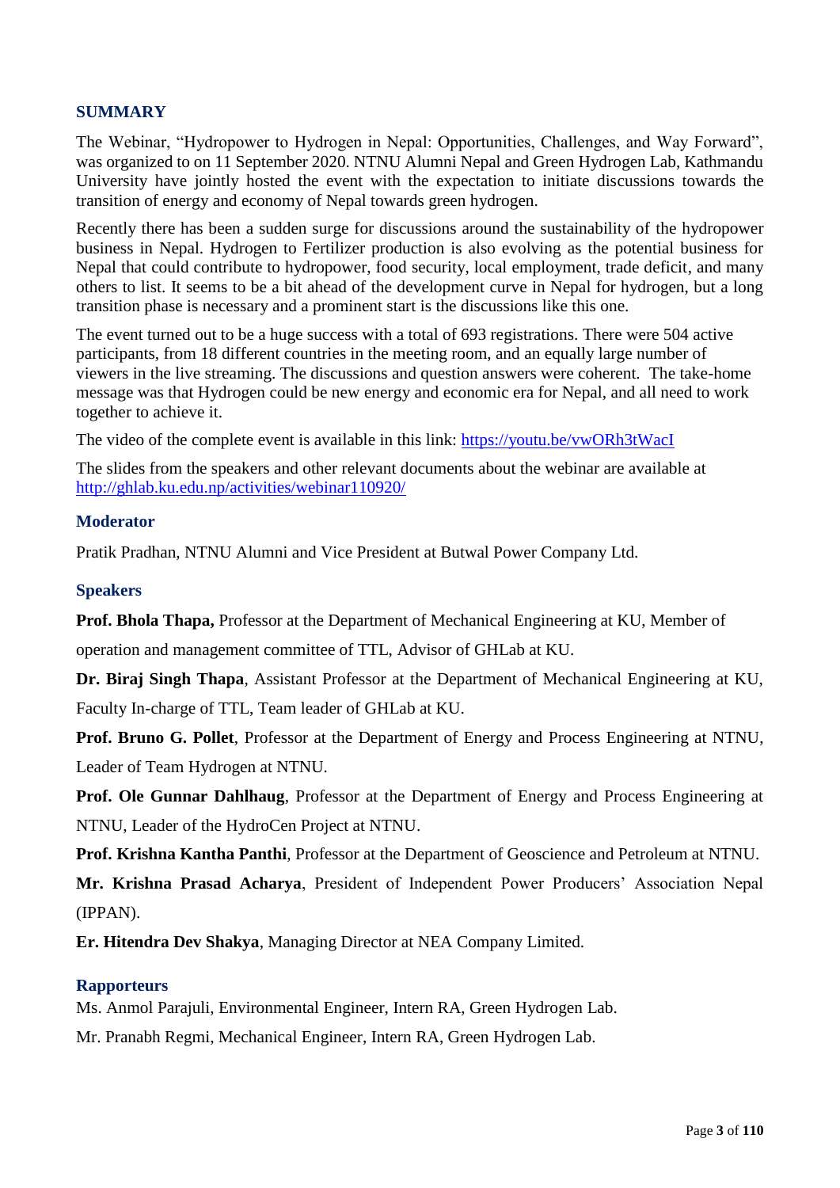## SUMMARY

The Webinar, "Hydropower to Hydrogen in Nepal: Opportunities, Challenges, and Way Forward", was organized to on 11 September 2020. NTNU Alumni Nepal and Green Hydrogen Lab, Kathmandu University have jointly hosted the event with the expectation to initiate discussions towards the transition of energy and economy of Nepal towards green hydrogen.

Recently there has been a sudden surge for discussions around the sustainability of the hydropower business in Nepal. Hydrogen to Fertilizer production is also evolving as the potential business for Nepal that could contribute to hydropower, food security, local employment, trade deficit, and many others to list. It seems to be a bit ahead of the development curve in Nepal for hydrogen, but a long transition phase is necessary and a prominent start is the discussions like this one.

The event turned out to be a huge success with a total of 693 registrations. There were 504 active participants, from 18 different countries in the meeting room, and an equally large number of viewers in the live streaming. The discussions and question answers were coherent. The take-home message was that Hydrogen could be new energy and economic era for Nepal, and all need to work together to achieve it.

The video of the complete event is available in this link: [https://youtu.be/vwORh3tWacI](https://youtu.be/vwORh3tWacI)

The slides from the speakers and other relevant documents about the webinar are available at [http://ghlab.ku.edu.np/activities/webinar110920/](http://ghlab.ku.edu.np/activities/webinar110920/)

### Moderator

Pratik Pradhan, NTNU Alumni and Vice President at Butwal Power Company Ltd.

### Speakers

**Prof. Bhola Thapa,** Professor at the Department of Mechanical Engineering at KU, Member of operation and management committee of TTL, Advisor of GHLab at KU.

**Dr. Biraj Singh Thapa**, Assistant Professor at the Department of Mechanical Engineering at KU, Faculty In-charge of TTL, Team leader of GHLab at KU.

**Prof. Bruno G. Pollet**, Professor at the Department of Energy and Process Engineering at NTNU, Leader of Team Hydrogen at NTNU.

**Prof. Ole Gunnar Dahlhaug**, Professor at the Department of Energy and Process Engineering at NTNU, Leader of the HydroCen Project at NTNU.

**Prof. Krishna Kantha Panthi**, Professor at the Department of Geoscience and Petroleum at NTNU.

**Mr. Krishna Prasad Acharya**, President of Independent Power Producers' Association Nepal (IPPAN).

**Er. Hitendra Dev Shakya**, Managing Director at NEA Company Limited.

### Rapporteurs

Ms. Anmol Parajuli, Environmental Engineer, Intern RA, Green Hydrogen Lab.

Mr. Pranabh Regmi, Mechanical Engineer, Intern RA, Green Hydrogen Lab.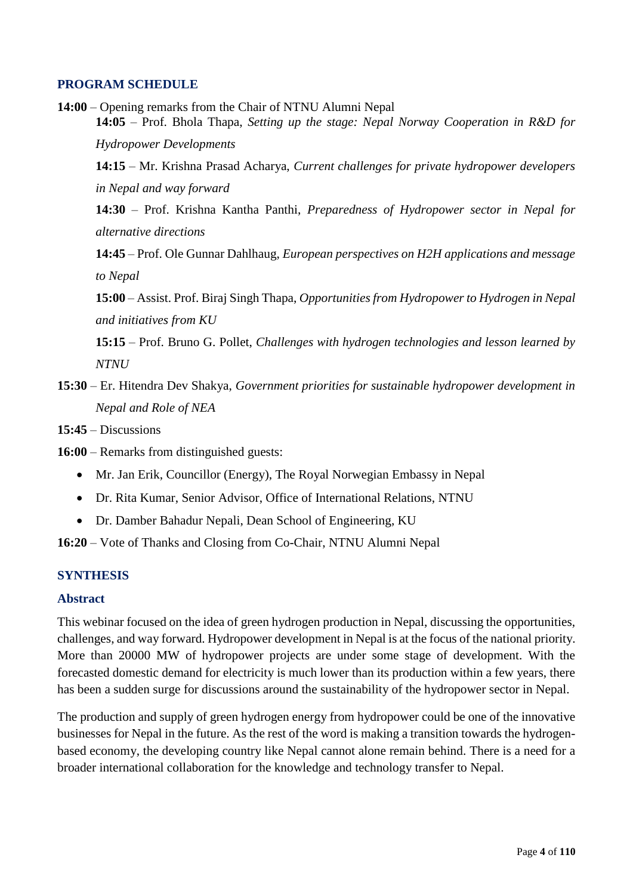## PROGRAM SCHEDULE

**14:00** – Opening remarks from the Chair of NTNU Alumni Nepal

**14:05** – Prof. Bhola Thapa, *Setting up the stage: Nepal Norway Cooperation in R&D for Hydropower Developments*

**14:15** – Mr. Krishna Prasad Acharya, *Current challenges for private hydropower developers in Nepal and way forward*

**14:30** – Prof. Krishna Kantha Panthi, *Preparedness of Hydropower sector in Nepal for alternative directions*

**14:45** – Prof. Ole Gunnar Dahlhaug, *European perspectives on H2H applications and message to Nepal*

**15:00** – Assist. Prof. Biraj Singh Thapa, *Opportunities from Hydropower to Hydrogen in Nepal and initiatives from KU*

**15:15** – Prof. Bruno G. Pollet, *Challenges with hydrogen technologies and lesson learned by NTNU*

**15:30** – Er. Hitendra Dev Shakya, *Government priorities for sustainable hydropower development in Nepal and Role of NEA*

**15:45** – Discussions

**16:00** – Remarks from distinguished guests:

- Mr. Jan Erik, Councillor (Energy), The Royal Norwegian Embassy in Nepal
- Dr. Rita Kumar, Senior Advisor, Office of International Relations, NTNU
- Dr. Damber Bahadur Nepali, Dean School of Engineering, KU

**16:20** – Vote of Thanks and Closing from Co-Chair, NTNU Alumni Nepal

## SYNTHESIS

### Abstract

This webinar focused on the idea of green hydrogen production in Nepal, discussing the opportunities, challenges, and way forward. Hydropower development in Nepal is at the focus of the national priority. More than 20000 MW of hydropower projects are under some stage of development. With the forecasted domestic demand for electricity is much lower than its production within a few years, there has been a sudden surge for discussions around the sustainability of the hydropower sector in Nepal.

The production and supply of green hydrogen energy from hydropower could be one of the innovative businesses for Nepal in the future. As the rest of the word is making a transition towards the hydrogen-based economy, the developing country like Nepal cannot alone remain behind. There is a need for a broader international collaboration for the knowledge and technology transfer to Nepal.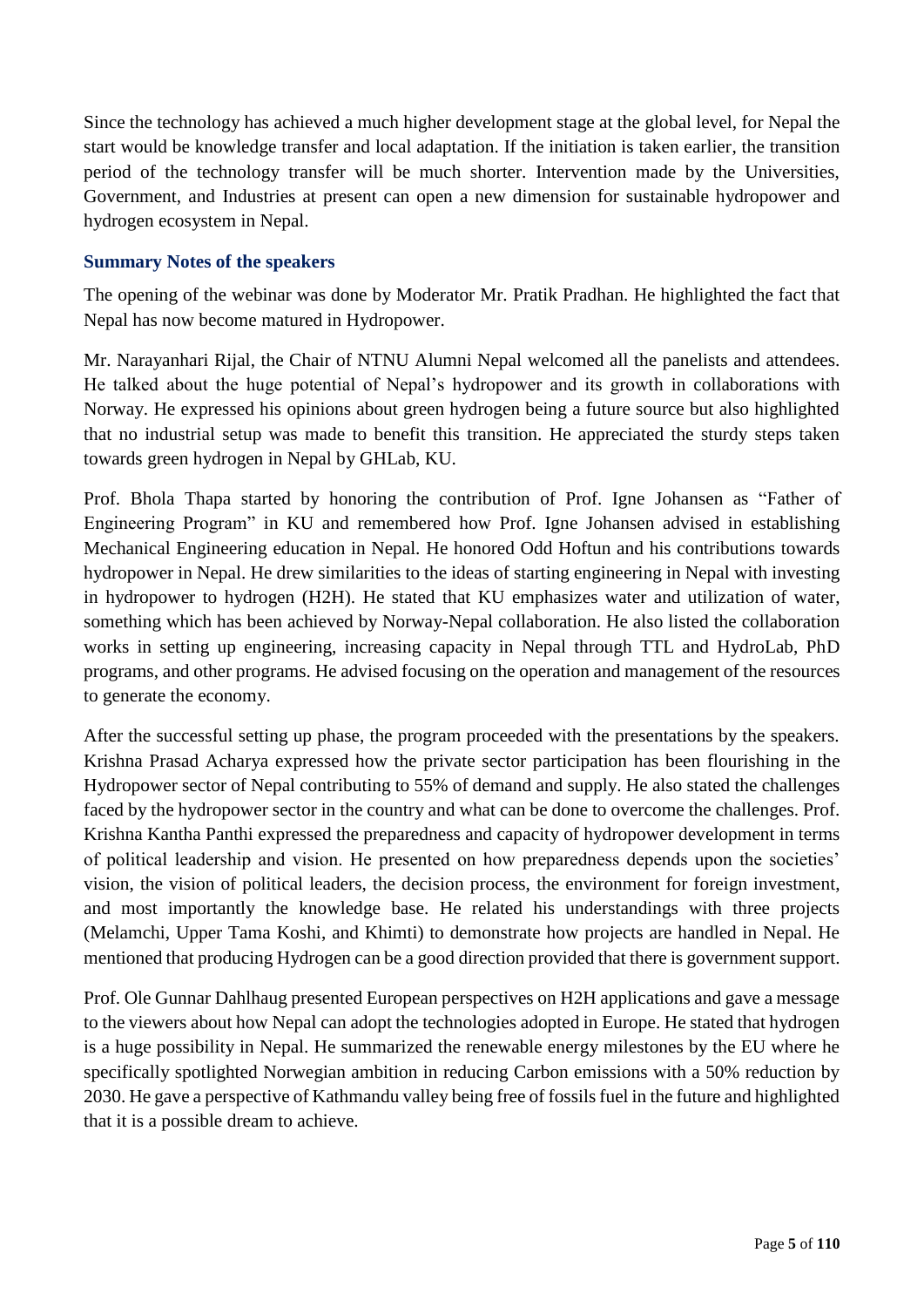Since the technology has achieved a much higher development stage at the global level, for Nepal the start would be knowledge transfer and local adaptation. If the initiation is taken earlier, the transition period of the technology transfer will be much shorter. Intervention made by the Universities, Government, and Industries at present can open a new dimension for sustainable hydropower and hydrogen ecosystem in Nepal.

### Summary Notes of the speakers

The opening of the webinar was done by Moderator Mr. Pratik Pradhan. He highlighted the fact that Nepal has now become matured in Hydropower.

Mr. Narayanhari Rijal, the Chair of NTNU Alumni Nepal welcomed all the panelists and attendees. He talked about the huge potential of Nepal's hydropower and its growth in collaborations with Norway. He expressed his opinions about green hydrogen being a future source but also highlighted that no industrial setup was made to benefit this transition. He appreciated the sturdy steps taken towards green hydrogen in Nepal by GHLab, KU.

Prof. Bhola Thapa started by honoring the contribution of Prof. Igne Johansen as "Father of Engineering Program" in KU and remembered how Prof. Igne Johansen advised in establishing Mechanical Engineering education in Nepal. He honored Odd Hoftun and his contributions towards hydropower in Nepal. He drew similarities to the ideas of starting engineering in Nepal with investing in hydropower to hydrogen (H2H). He stated that KU emphasizes water and utilization of water, something which has been achieved by Norway-Nepal collaboration. He also listed the collaboration works in setting up engineering, increasing capacity in Nepal through TTL and HydroLab, PhD programs, and other programs. He advised focusing on the operation and management of the resources to generate the economy.

After the successful setting up phase, the program proceeded with the presentations by the speakers. Krishna Prasad Acharya expressed how the private sector participation has been flourishing in the Hydropower sector of Nepal contributing to 55% of demand and supply. He also stated the challenges faced by the hydropower sector in the country and what can be done to overcome the challenges. Prof. Krishna Kantha Panthi expressed the preparedness and capacity of hydropower development in terms of political leadership and vision. He presented on how preparedness depends upon the societies' vision, the vision of political leaders, the decision process, the environment for foreign investment, and most importantly the knowledge base. He related his understandings with three projects (Melamchi, Upper Tama Koshi, and Khimti) to demonstrate how projects are handled in Nepal. He mentioned that producing Hydrogen can be a good direction provided that there is government support.

Prof. Ole Gunnar Dahlhaug presented European perspectives on H2H applications and gave a message to the viewers about how Nepal can adopt the technologies adopted in Europe. He stated that hydrogen is a huge possibility in Nepal. He summarized the renewable energy milestones by the EU where he specifically spotlighted Norwegian ambition in reducing Carbon emissions with a 50% reduction by 2030. He gave a perspective of Kathmandu valley being free of fossils fuel in the future and highlighted that it is a possible dream to achieve.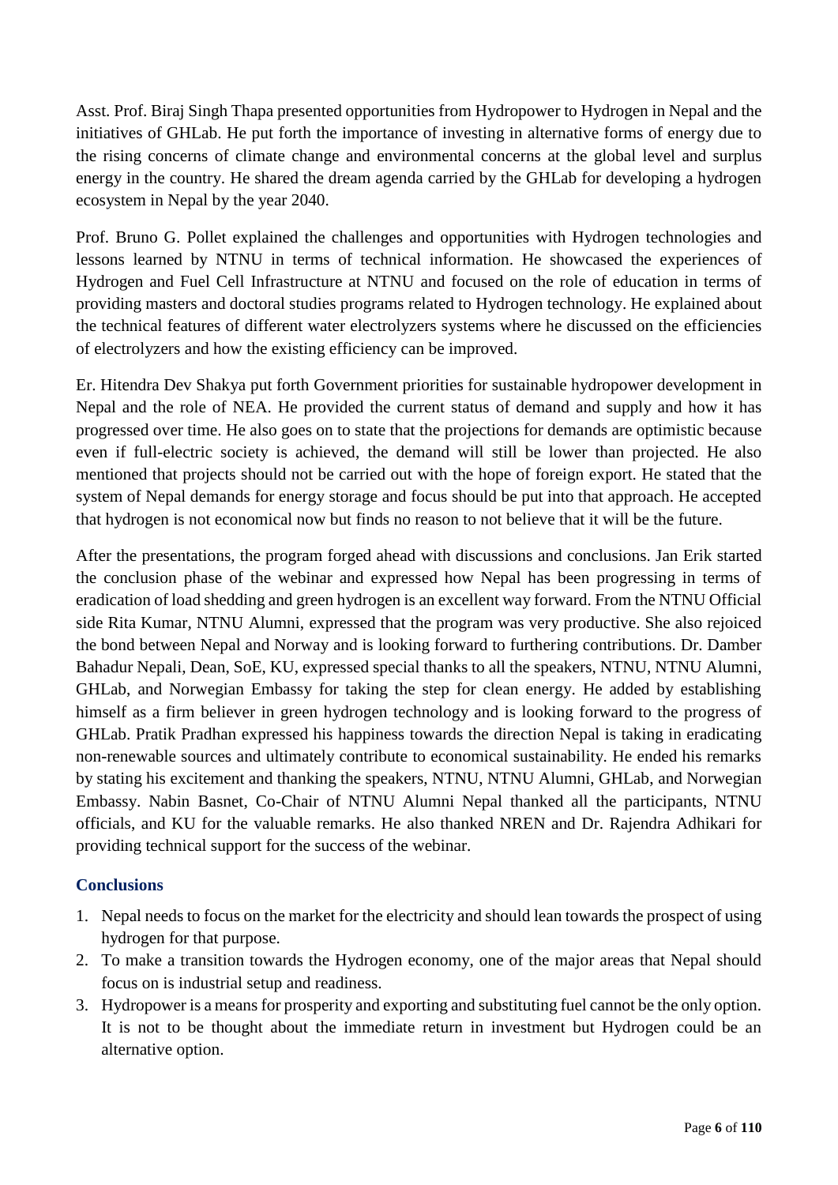Asst. Prof. Biraj Singh Thapa presented opportunities from Hydropower to Hydrogen in Nepal and the initiatives of GHLab. He put forth the importance of investing in alternative forms of energy due to the rising concerns of climate change and environmental concerns at the global level and surplus energy in the country. He shared the dream agenda carried by the GHLab for developing a hydrogen ecosystem in Nepal by the year 2040.

Prof. Bruno G. Pollet explained the challenges and opportunities with Hydrogen technologies and lessons learned by NTNU in terms of technical information. He showcased the experiences of Hydrogen and Fuel Cell Infrastructure at NTNU and focused on the role of education in terms of providing masters and doctoral studies programs related to Hydrogen technology. He explained about the technical features of different water electrolyzers systems where he discussed on the efficiencies of electrolyzers and how the existing efficiency can be improved.

Er. Hitendra Dev Shakya put forth Government priorities for sustainable hydropower development in Nepal and the role of NEA. He provided the current status of demand and supply and how it has progressed over time. He also goes on to state that the projections for demands are optimistic because even if full-electric society is achieved, the demand will still be lower than projected. He also mentioned that projects should not be carried out with the hope of foreign export. He stated that the system of Nepal demands for energy storage and focus should be put into that approach. He accepted that hydrogen is not economical now but finds no reason to not believe that it will be the future.

After the presentations, the program forged ahead with discussions and conclusions. Jan Erik started the conclusion phase of the webinar and expressed how Nepal has been progressing in terms of eradication of load shedding and green hydrogen is an excellent way forward. From the NTNU Official side Rita Kumar, NTNU Alumni, expressed that the program was very productive. She also rejoiced the bond between Nepal and Norway and is looking forward to furthering contributions. Dr. Damber Bahadur Nepali, Dean, SoE, KU, expressed special thanks to all the speakers, NTNU, NTNU Alumni, GHLab, and Norwegian Embassy for taking the step for clean energy. He added by establishing himself as a firm believer in green hydrogen technology and is looking forward to the progress of GHLab. Pratik Pradhan expressed his happiness towards the direction Nepal is taking in eradicating non-renewable sources and ultimately contribute to economical sustainability. He ended his remarks by stating his excitement and thanking the speakers, NTNU, NTNU Alumni, GHLab, and Norwegian Embassy. Nabin Basnet, Co-Chair of NTNU Alumni Nepal thanked all the participants, NTNU officials, and KU for the valuable remarks. He also thanked NREN and Dr. Rajendra Adhikari for providing technical support for the success of the webinar.

### Conclusions

1. Nepal needs to focus on the market for the electricity and should lean towards the prospect of using hydrogen for that purpose.
2. To make a transition towards the Hydrogen economy, one of the major areas that Nepal should focus on is industrial setup and readiness.
3. Hydropower is a means for prosperity and exporting and substituting fuel cannot be the only option. It is not to be thought about the immediate return in investment but Hydrogen could be an alternative option.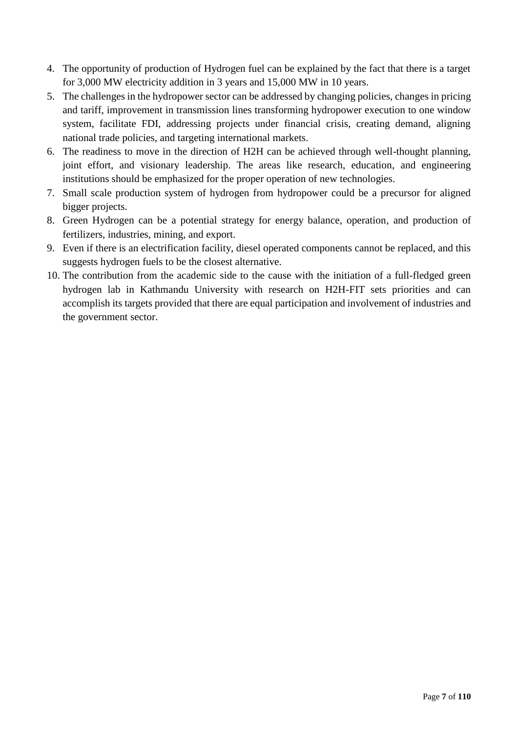4. The opportunity of production of Hydrogen fuel can be explained by the fact that there is a target for 3,000 MW electricity addition in 3 years and 15,000 MW in 10 years.
5. The challenges in the hydropower sector can be addressed by changing policies, changes in pricing and tariff, improvement in transmission lines transforming hydropower execution to one window system, facilitate FDI, addressing projects under financial crisis, creating demand, aligning national trade policies, and targeting international markets.
6. The readiness to move in the direction of H2H can be achieved through well-thought planning, joint effort, and visionary leadership. The areas like research, education, and engineering institutions should be emphasized for the proper operation of new technologies.
7. Small scale production system of hydrogen from hydropower could be a precursor for aligned bigger projects.
8. Green Hydrogen can be a potential strategy for energy balance, operation, and production of fertilizers, industries, mining, and export.
9. Even if there is an electrification facility, diesel operated components cannot be replaced, and this suggests hydrogen fuels to be the closest alternative.
10. The contribution from the academic side to the cause with the initiation of a full-fledged green hydrogen lab in Kathmandu University with research on H2H-FIT sets priorities and can accomplish its targets provided that there are equal participation and involvement of industries and the government sector.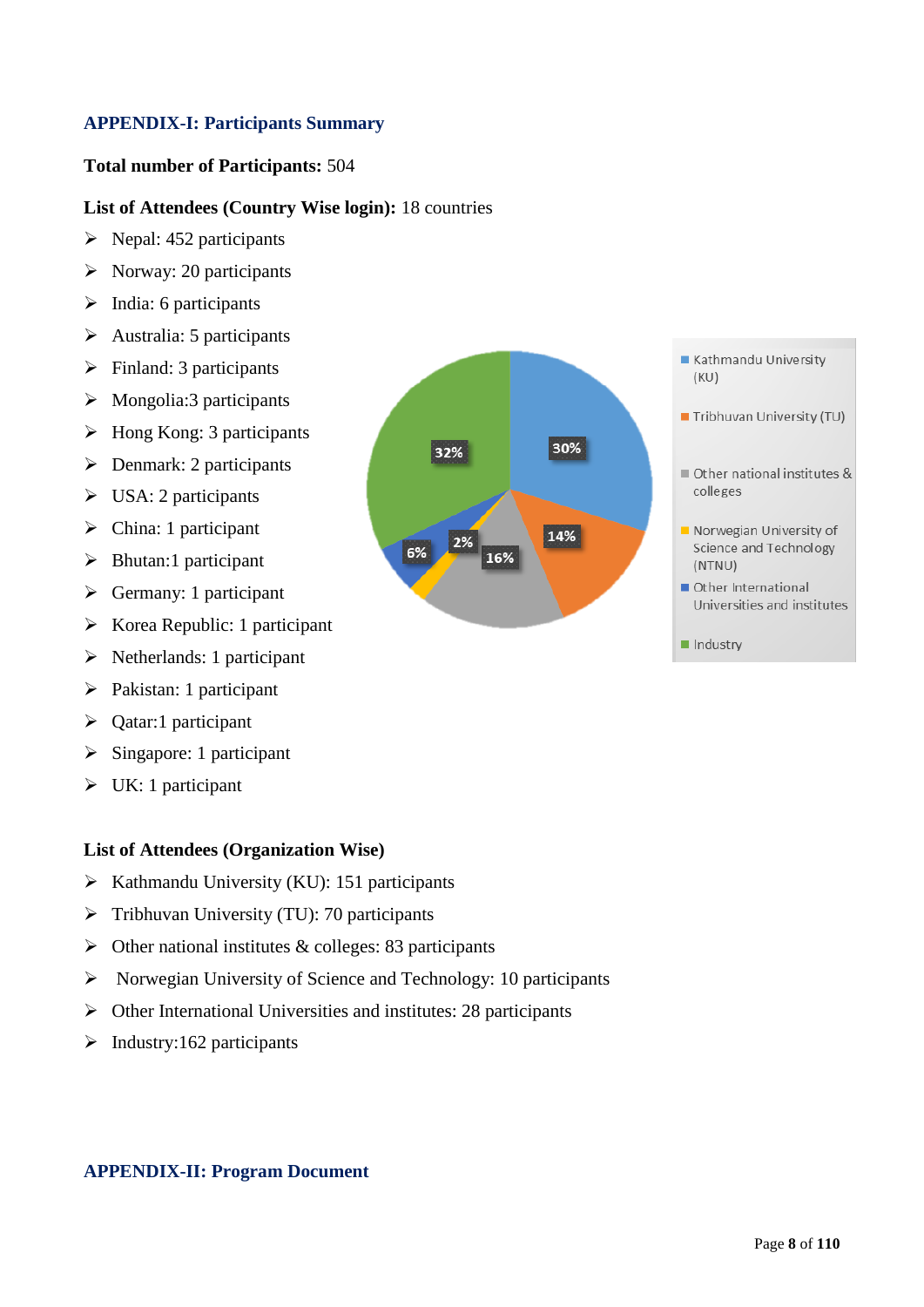## APPENDIX-I: Participants Summary

**Total number of Participants:** 504

**List of Attendees (Country Wise login):** 18 countries

- Nepal: 452 participants
- Norway: 20 participants
- India: 6 participants
- Australia: 5 participants
- Finland: 3 participants
- Mongolia:3 participants
- Hong Kong: 3 participants
- Denmark: 2 participants
- USA: 2 participants
- China: 1 participant
- Bhutan:1 participant
- Germany: 1 participant
- Korea Republic: 1 participant
- Netherlands: 1 participant
- Pakistan: 1 participant
- Qatar:1 participant
- Singapore: 1 participant
- UK: 1 participant

**List of Attendees (Organization Wise)**

- Kathmandu University (KU): 151 participants
- Tribhuvan University (TU): 70 participants
- Other national institutes & colleges: 83 participants
- Norwegian University of Science and Technology: 10 participants
- Other International Universities and institutes: 28 participants
- Industry:162 participants

## APPENDIX-II: Program Document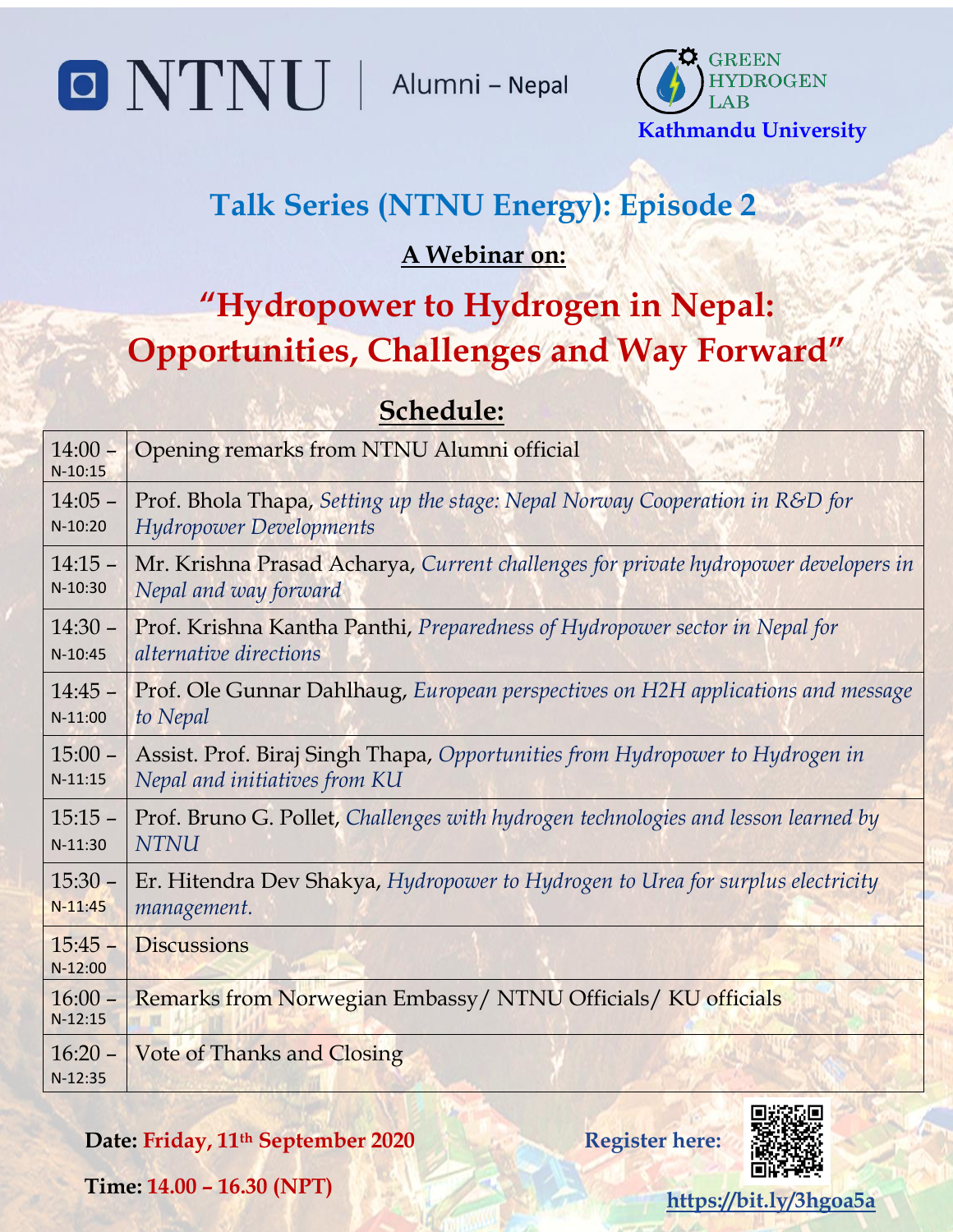NTNU | Alumni – Nepal

GREEN HYDROGEN LAB
**Kathmandu University**

## Talk Series (NTNU Energy): Episode 2

**A Webinar on:**

# "Hydropower to Hydrogen in Nepal: Opportunities, Challenges and Way Forward"

## Schedule:

| Time | Program |
|---|---|
| 14:00 – N-10:15 | Opening remarks from NTNU Alumni official |
| 14:05 – N-10:20 | Prof. Bhola Thapa, *Setting up the stage: Nepal Norway Cooperation in R&D for Hydropower Developments* |
| 14:15 – N-10:30 | Mr. Krishna Prasad Acharya, *Current challenges for private hydropower developers in Nepal and way forward* |
| 14:30 – N-10:45 | Prof. Krishna Kantha Panthi, *Preparedness of Hydropower sector in Nepal for alternative directions* |
| 14:45 – N-11:00 | Prof. Ole Gunnar Dahlhaug, *European perspectives on H2H applications and message to Nepal* |
| 15:00 – N-11:15 | Assist. Prof. Biraj Singh Thapa, *Opportunities from Hydropower to Hydrogen in Nepal and initiatives from KU* |
| 15:15 – N-11:30 | Prof. Bruno G. Pollet, *Challenges with hydrogen technologies and lesson learned by NTNU* |
| 15:30 – N-11:45 | Er. Hitendra Dev Shakya, *Hydropower to Hydrogen to Urea for surplus electricity management.* |
| 15:45 – N-12:00 | Discussions |
| 16:00 – N-12:15 | Remarks from Norwegian Embassy/ NTNU Officials/ KU officials |
| 16:20 – N-12:35 | Vote of Thanks and Closing |

**Date: Friday, 11th September 2020**

**Time: 14.00 – 16.30 (NPT)**

**Register here:** https://bit.ly/3hgoa5a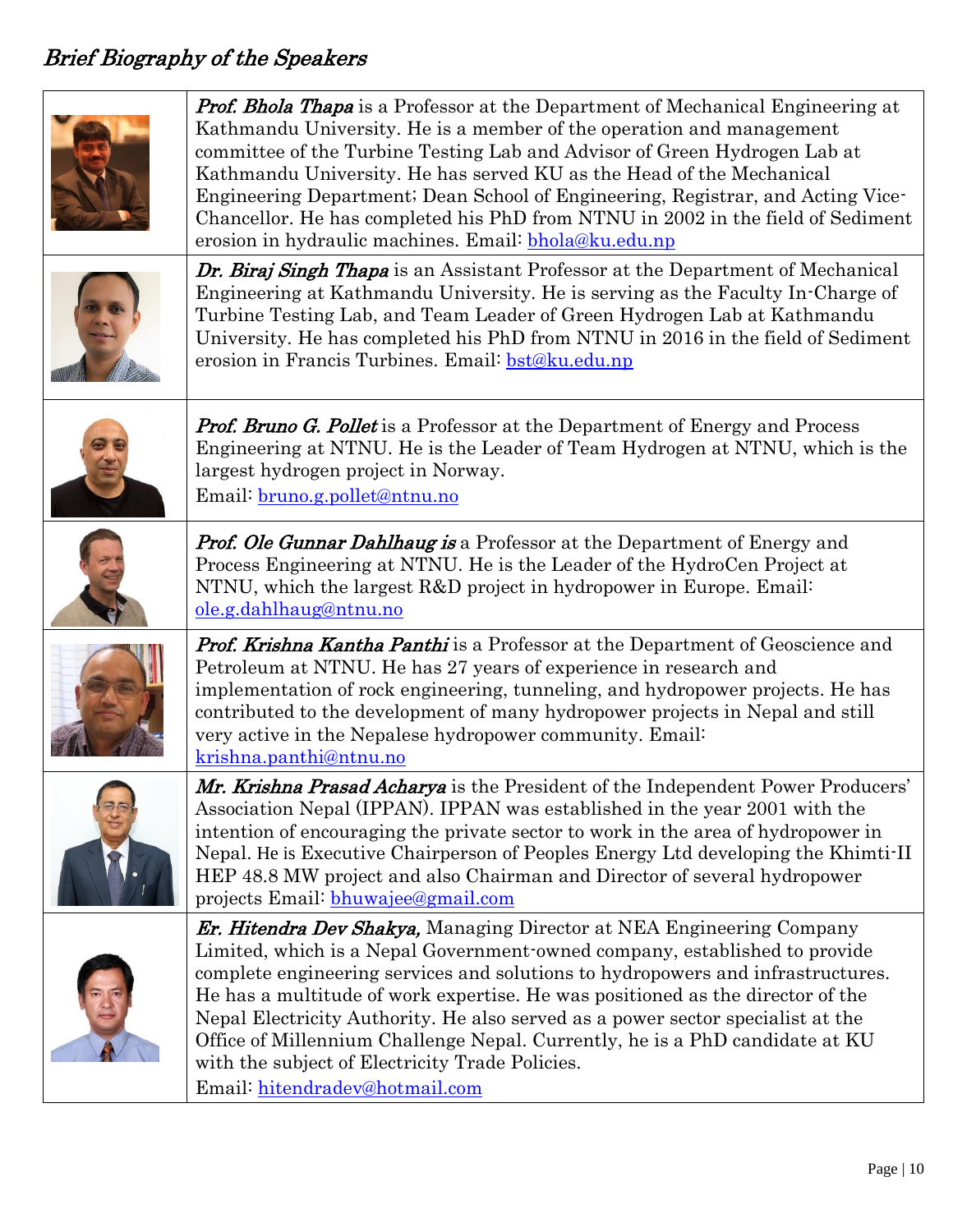## *Brief Biography of the Speakers*

| | |
|---|---|
| | ***Prof. Bhola Thapa*** is a Professor at the Department of Mechanical Engineering at Kathmandu University. He is a member of the operation and management committee of the Turbine Testing Lab and Advisor of Green Hydrogen Lab at Kathmandu University. He has served KU as the Head of the Mechanical Engineering Department; Dean School of Engineering, Registrar, and Acting Vice-Chancellor. He has completed his PhD from NTNU in 2002 in the field of Sediment erosion in hydraulic machines. Email: bhola@ku.edu.np |
| | ***Dr. Biraj Singh Thapa*** is an Assistant Professor at the Department of Mechanical Engineering at Kathmandu University. He is serving as the Faculty In-Charge of Turbine Testing Lab, and Team Leader of Green Hydrogen Lab at Kathmandu University. He has completed his PhD from NTNU in 2016 in the field of Sediment erosion in Francis Turbines. Email: bst@ku.edu.np |
| | ***Prof. Bruno G. Pollet*** is a Professor at the Department of Energy and Process Engineering at NTNU. He is the Leader of Team Hydrogen at NTNU, which is the largest hydrogen project in Norway. Email: bruno.g.pollet@ntnu.no |
| | ***Prof. Ole Gunnar Dahlhaug is*** a Professor at the Department of Energy and Process Engineering at NTNU. He is the Leader of the HydroCen Project at NTNU, which the largest R&D project in hydropower in Europe. Email: ole.g.dahlhaug@ntnu.no |
| | ***Prof. Krishna Kantha Panthi*** is a Professor at the Department of Geoscience and Petroleum at NTNU. He has 27 years of experience in research and implementation of rock engineering, tunneling, and hydropower projects. He has contributed to the development of many hydropower projects in Nepal and still very active in the Nepalese hydropower community. Email: krishna.panthi@ntnu.no |
| | ***Mr. Krishna Prasad Acharya*** is the President of the Independent Power Producers' Association Nepal (IPPAN). IPPAN was established in the year 2001 with the intention of encouraging the private sector to work in the area of hydropower in Nepal. He is Executive Chairperson of Peoples Energy Ltd developing the Khimti-II HEP 48.8 MW project and also Chairman and Director of several hydropower projects Email: bhuwajee@gmail.com |
| | ***Er. Hitendra Dev Shakya,*** Managing Director at NEA Engineering Company Limited, which is a Nepal Government-owned company, established to provide complete engineering services and solutions to hydropowers and infrastructures. He has a multitude of work expertise. He was positioned as the director of the Nepal Electricity Authority. He also served as a power sector specialist at the Office of Millennium Challenge Nepal. Currently, he is a PhD candidate at KU with the subject of Electricity Trade Policies. Email: hitendradev@hotmail.com |